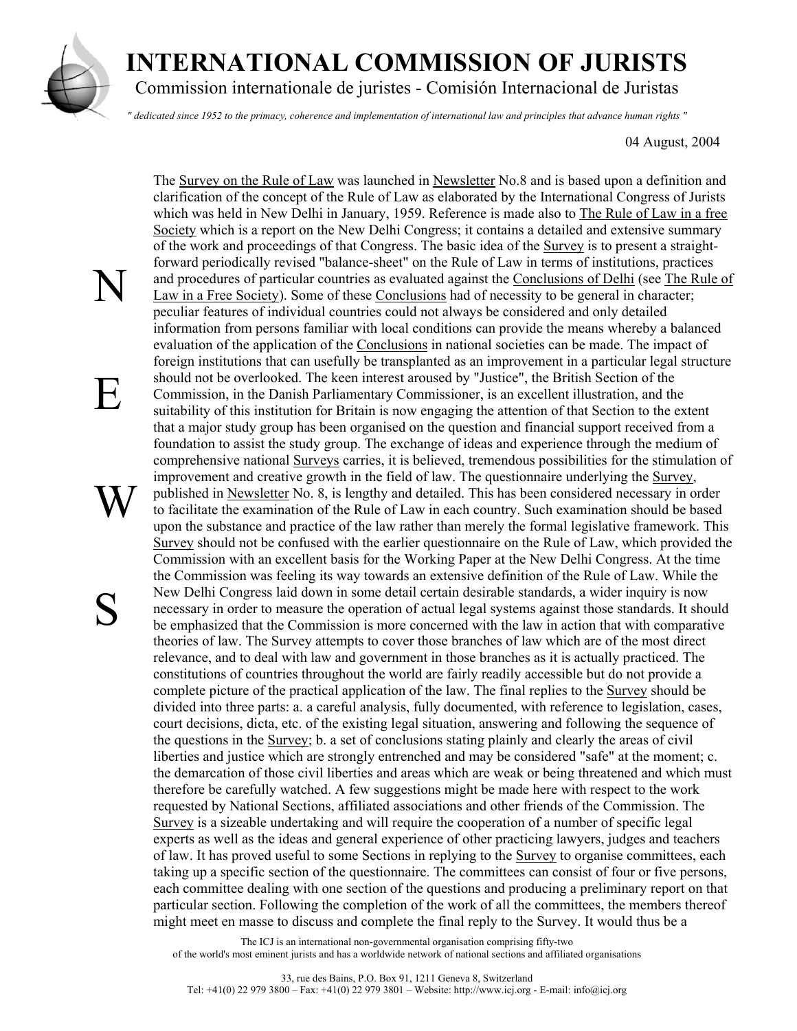# INTERNATIONAL COMMISSION OF JURISTS

Commission internationale de juristes - Comisión Internacional de Juristas

*" dedicated since 1952 to the primacy, coherence and implementation of international law and principles that advance human rights "*

04 August, 2004

**NEWS**

The Survey on the Rule of Law was launched in Newsletter No.8 and is based upon a definition and clarification of the concept of the Rule of Law as elaborated by the International Congress of Jurists which was held in New Delhi in January, 1959. Reference is made also to The Rule of Law in a free Society which is a report on the New Delhi Congress; it contains a detailed and extensive summary of the work and proceedings of that Congress. The basic idea of the Survey is to present a straight-forward periodically revised "balance-sheet" on the Rule of Law in terms of institutions, practices and procedures of particular countries as evaluated against the Conclusions of Delhi (see The Rule of Law in a Free Society). Some of these Conclusions had of necessity to be general in character; peculiar features of individual countries could not always be considered and only detailed information from persons familiar with local conditions can provide the means whereby a balanced evaluation of the application of the Conclusions in national societies can be made. The impact of foreign institutions that can usefully be transplanted as an improvement in a particular legal structure should not be overlooked. The keen interest aroused by "Justice", the British Section of the Commission, in the Danish Parliamentary Commissioner, is an excellent illustration, and the suitability of this institution for Britain is now engaging the attention of that Section to the extent that a major study group has been organised on the question and financial support received from a foundation to assist the study group. The exchange of ideas and experience through the medium of comprehensive national Surveys carries, it is believed, tremendous possibilities for the stimulation of improvement and creative growth in the field of law. The questionnaire underlying the Survey, published in Newsletter No. 8, is lengthy and detailed. This has been considered necessary in order to facilitate the examination of the Rule of Law in each country. Such examination should be based upon the substance and practice of the law rather than merely the formal legislative framework. This Survey should not be confused with the earlier questionnaire on the Rule of Law, which provided the Commission with an excellent basis for the Working Paper at the New Delhi Congress. At the time the Commission was feeling its way towards an extensive definition of the Rule of Law. While the New Delhi Congress laid down in some detail certain desirable standards, a wider inquiry is now necessary in order to measure the operation of actual legal systems against those standards. It should be emphasized that the Commission is more concerned with the law in action that with comparative theories of law. The Survey attempts to cover those branches of law which are of the most direct relevance, and to deal with law and government in those branches as it is actually practiced. The constitutions of countries throughout the world are fairly readily accessible but do not provide a complete picture of the practical application of the law. The final replies to the Survey should be divided into three parts: a. a careful analysis, fully documented, with reference to legislation, cases, court decisions, dicta, etc. of the existing legal situation, answering and following the sequence of the questions in the Survey; b. a set of conclusions stating plainly and clearly the areas of civil liberties and justice which are strongly entrenched and may be considered "safe" at the moment; c. the demarcation of those civil liberties and areas which are weak or being threatened and which must therefore be carefully watched. A few suggestions might be made here with respect to the work requested by National Sections, affiliated associations and other friends of the Commission. The Survey is a sizeable undertaking and will require the cooperation of a number of specific legal experts as well as the ideas and general experience of other practicing lawyers, judges and teachers of law. It has proved useful to some Sections in replying to the Survey to organise committees, each taking up a specific section of the questionnaire. The committees can consist of four or five persons, each committee dealing with one section of the questions and producing a preliminary report on that particular section. Following the completion of the work of all the committees, the members thereof might meet en masse to discuss and complete the final reply to the Survey. It would thus be a

The ICJ is an international non-governmental organisation comprising fifty-two of the world's most eminent jurists and has a worldwide network of national sections and affiliated organisations

33, rue des Bains, P.O. Box 91, 1211 Geneva 8, Switzerland
Tel: +41(0) 22 979 3800 – Fax: +41(0) 22 979 3801 – Website: http://www.icj.org - E-mail: info@icj.org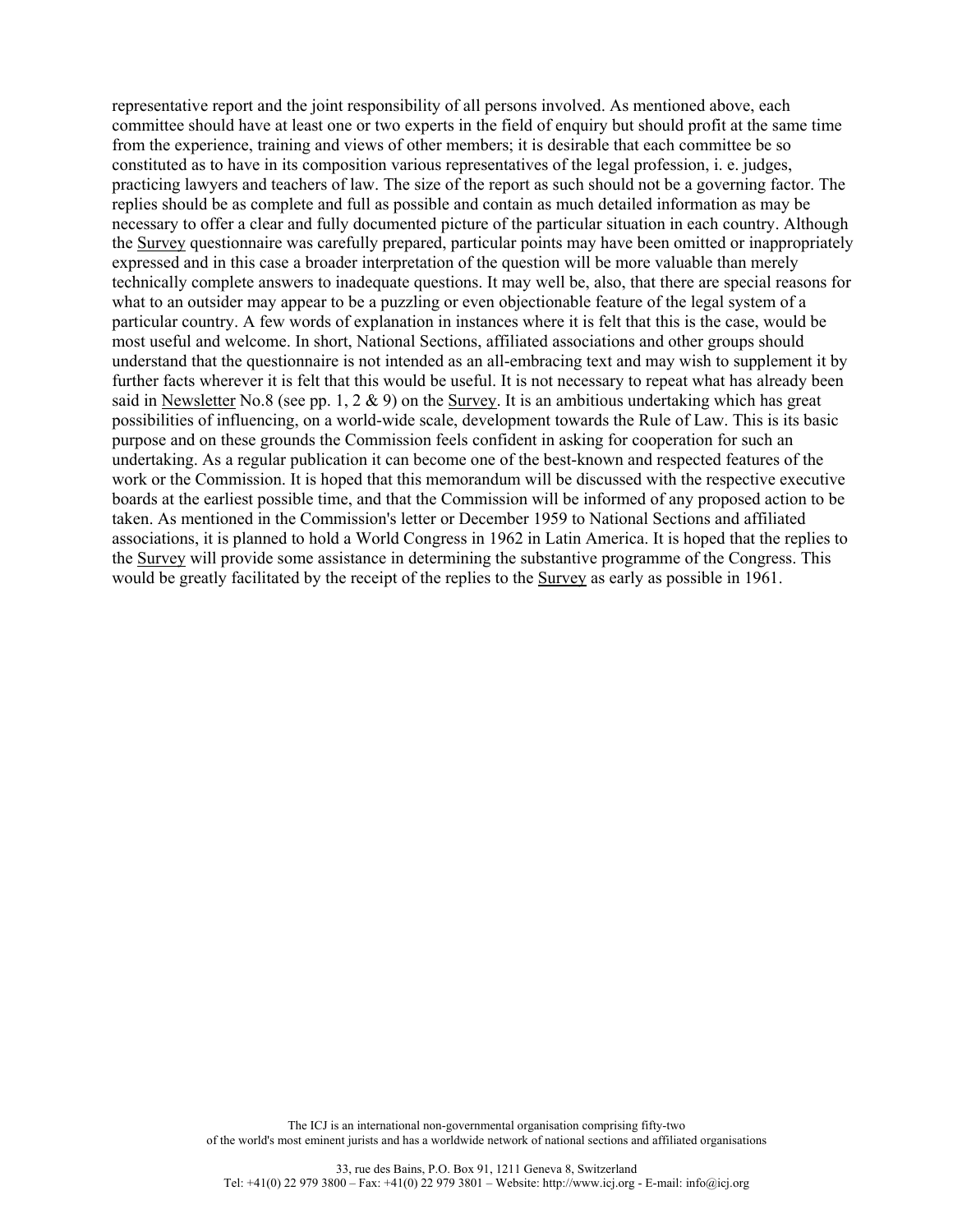representative report and the joint responsibility of all persons involved. As mentioned above, each committee should have at least one or two experts in the field of enquiry but should profit at the same time from the experience, training and views of other members; it is desirable that each committee be so constituted as to have in its composition various representatives of the legal profession, i. e. judges, practicing lawyers and teachers of law. The size of the report as such should not be a governing factor. The replies should be as complete and full as possible and contain as much detailed information as may be necessary to offer a clear and fully documented picture of the particular situation in each country. Although the Survey questionnaire was carefully prepared, particular points may have been omitted or inappropriately expressed and in this case a broader interpretation of the question will be more valuable than merely technically complete answers to inadequate questions. It may well be, also, that there are special reasons for what to an outsider may appear to be a puzzling or even objectionable feature of the legal system of a particular country. A few words of explanation in instances where it is felt that this is the case, would be most useful and welcome. In short, National Sections, affiliated associations and other groups should understand that the questionnaire is not intended as an all-embracing text and may wish to supplement it by further facts wherever it is felt that this would be useful. It is not necessary to repeat what has already been said in Newsletter No.8 (see pp. 1, 2 & 9) on the Survey. It is an ambitious undertaking which has great possibilities of influencing, on a world-wide scale, development towards the Rule of Law. This is its basic purpose and on these grounds the Commission feels confident in asking for cooperation for such an undertaking. As a regular publication it can become one of the best-known and respected features of the work or the Commission. It is hoped that this memorandum will be discussed with the respective executive boards at the earliest possible time, and that the Commission will be informed of any proposed action to be taken. As mentioned in the Commission's letter or December 1959 to National Sections and affiliated associations, it is planned to hold a World Congress in 1962 in Latin America. It is hoped that the replies to the Survey will provide some assistance in determining the substantive programme of the Congress. This would be greatly facilitated by the receipt of the replies to the Survey as early as possible in 1961.